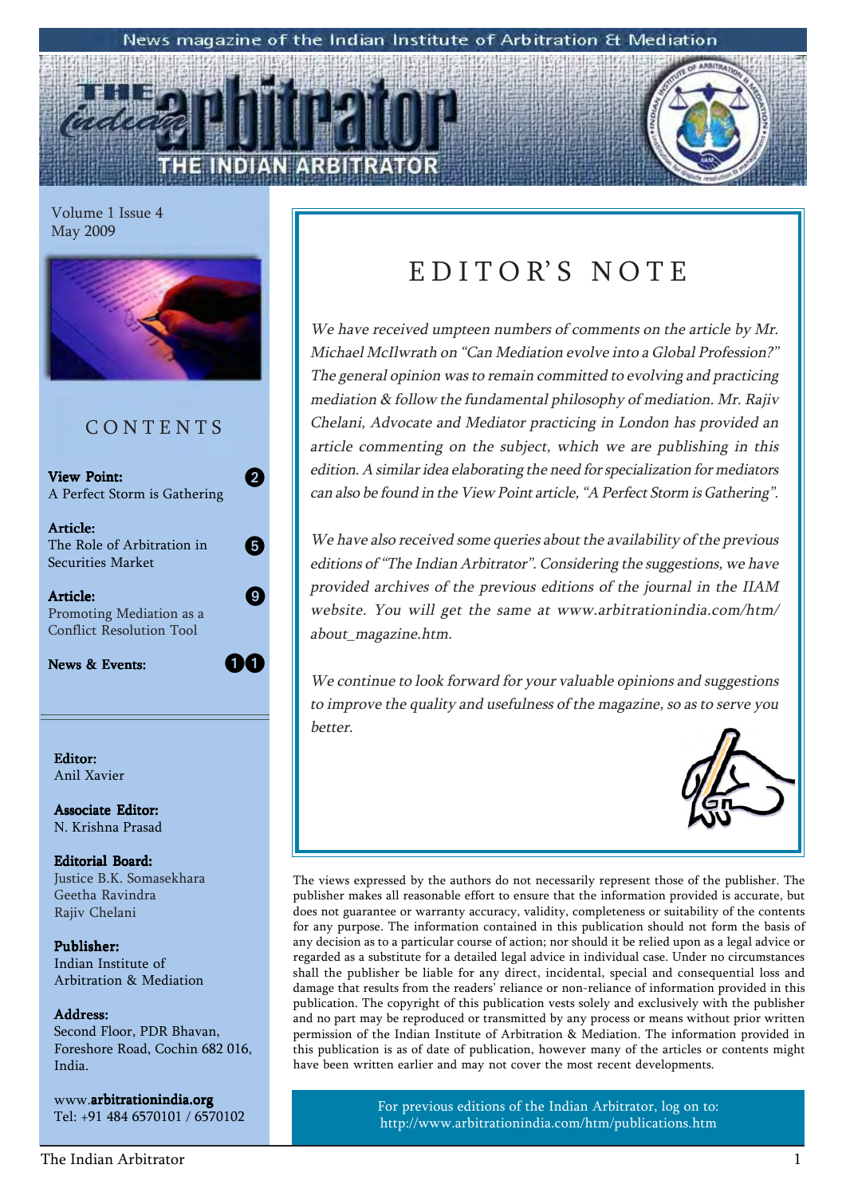News magazine of the Indian Institute of Arbitration & Mediation

# THE INDIAN ARBITRATOR

Volume 1 Issue 4
May 2009

## CONTENTS

**View Point:** 2
A Perfect Storm is Gathering

**Article:** 5
The Role of Arbitration in Securities Market

**Article:** 9
Promoting Mediation as a Conflict Resolution Tool

**News & Events:** 11

**Editor:**
Anil Xavier

**Associate Editor:**
N. Krishna Prasad

**Editorial Board:**
Justice B.K. Somasekhara
Geetha Ravindra
Rajiv Chelani

**Publisher:**
Indian Institute of Arbitration & Mediation

**Address:**
Second Floor, PDR Bhavan, Foreshore Road, Cochin 682 016, India.

www.**arbitrationindia.org**
Tel: +91 484 6570101 / 6570102

## EDITOR'S NOTE

*We have received umpteen numbers of comments on the article by Mr. Michael McIlwrath on "Can Mediation evolve into a Global Profession?" The general opinion was to remain committed to evolving and practicing mediation & follow the fundamental philosophy of mediation. Mr. Rajiv Chelani, Advocate and Mediator practicing in London has provided an article commenting on the subject, which we are publishing in this edition. A similar idea elaborating the need for specialization for mediators can also be found in the View Point article, "A Perfect Storm is Gathering".*

*We have also received some queries about the availability of the previous editions of "The Indian Arbitrator". Considering the suggestions, we have provided archives of the previous editions of the journal in the IIAM website. You will get the same at www.arbitrationindia.com/htm/about_magazine.htm.*

*We continue to look forward for your valuable opinions and suggestions to improve the quality and usefulness of the magazine, so as to serve you better.*

The views expressed by the authors do not necessarily represent those of the publisher. The publisher makes all reasonable effort to ensure that the information provided is accurate, but does not guarantee or warranty accuracy, validity, completeness or suitability of the contents for any purpose. The information contained in this publication should not form the basis of any decision as to a particular course of action; nor should it be relied upon as a legal advice or regarded as a substitute for a detailed legal advice in individual case. Under no circumstances shall the publisher be liable for any direct, incidental, special and consequential loss and damage that results from the readers' reliance or non-reliance of information provided in this publication. The copyright of this publication vests solely and exclusively with the publisher and no part may be reproduced or transmitted by any process or means without prior written permission of the Indian Institute of Arbitration & Mediation. The information provided in this publication is as of date of publication, however many of the articles or contents might have been written earlier and may not cover the most recent developments.

For previous editions of the Indian Arbitrator, log on to:
http://www.arbitrationindia.com/htm/publications.htm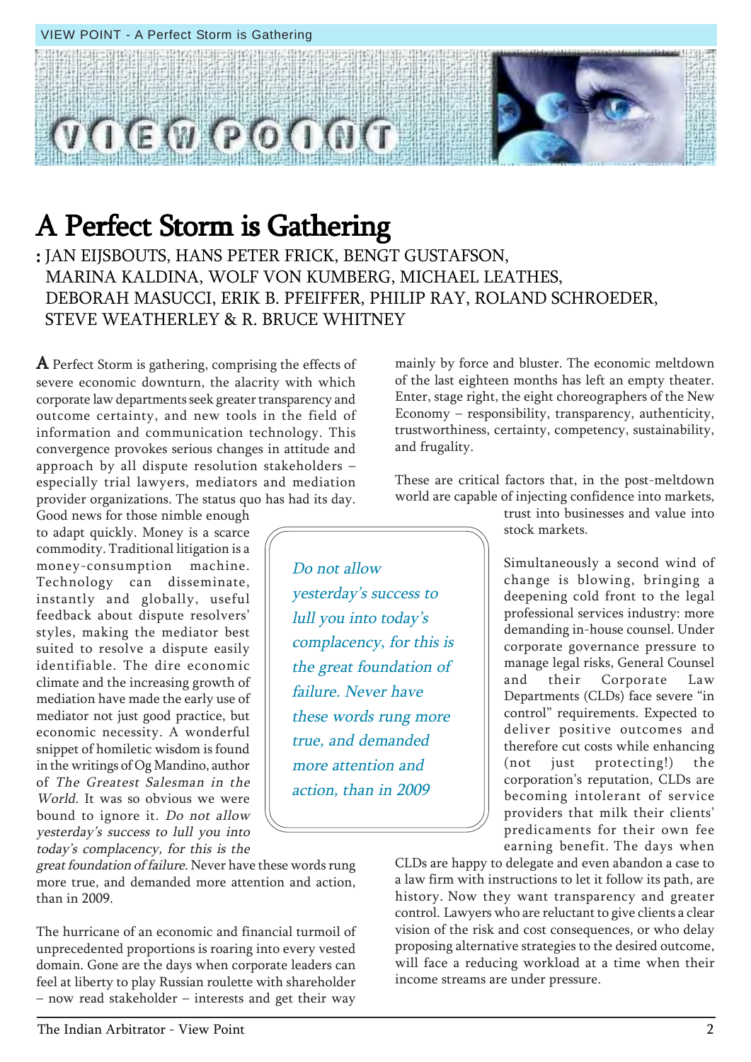# A Perfect Storm is Gathering

: JAN EIJSBOUTS, HANS PETER FRICK, BENGT GUSTAFSON, MARINA KALDINA, WOLF VON KUMBERG, MICHAEL LEATHES, DEBORAH MASUCCI, ERIK B. PFEIFFER, PHILIP RAY, ROLAND SCHROEDER, STEVE WEATHERLEY & R. BRUCE WHITNEY

A Perfect Storm is gathering, comprising the effects of severe economic downturn, the alacrity with which corporate law departments seek greater transparency and outcome certainty, and new tools in the field of information and communication technology. This convergence provokes serious changes in attitude and approach by all dispute resolution stakeholders – especially trial lawyers, mediators and mediation provider organizations. The status quo has had its day. Good news for those nimble enough to adapt quickly. Money is a scarce commodity. Traditional litigation is a money-consumption machine. Technology can disseminate, instantly and globally, useful feedback about dispute resolvers' styles, making the mediator best suited to resolve a dispute easily identifiable. The dire economic climate and the increasing growth of mediation have made the early use of mediator not just good practice, but economic necessity. A wonderful snippet of homiletic wisdom is found in the writings of Og Mandino, author of *The Greatest Salesman in the World*. It was so obvious we were bound to ignore it. *Do not allow yesterday's success to lull you into today's complacency, for this is the great foundation of failure*. Never have these words rung more true, and demanded more attention and action, than in 2009.

> *Do not allow yesterday's success to lull you into today's complacency, for this is the great foundation of failure. Never have these words rung more true, and demanded more attention and action, than in 2009*

The hurricane of an economic and financial turmoil of unprecedented proportions is roaring into every vested domain. Gone are the days when corporate leaders can feel at liberty to play Russian roulette with shareholder – now read stakeholder – interests and get their way mainly by force and bluster. The economic meltdown of the last eighteen months has left an empty theater. Enter, stage right, the eight choreographers of the New Economy – responsibility, transparency, authenticity, trustworthiness, certainty, competency, sustainability, and frugality.

These are critical factors that, in the post-meltdown world are capable of injecting confidence into markets, trust into businesses and value into stock markets.

Simultaneously a second wind of change is blowing, bringing a deepening cold front to the legal professional services industry: more demanding in-house counsel. Under corporate governance pressure to manage legal risks, General Counsel and their Corporate Law Departments (CLDs) face severe "in control" requirements. Expected to deliver positive outcomes and therefore cut costs while enhancing (not just protecting!) the corporation's reputation, CLDs are becoming intolerant of service providers that milk their clients' predicaments for their own fee earning benefit. The days when CLDs are happy to delegate and even abandon a case to a law firm with instructions to let it follow its path, are history. Now they want transparency and greater control. Lawyers who are reluctant to give clients a clear vision of the risk and cost consequences, or who delay proposing alternative strategies to the desired outcome, will face a reducing workload at a time when their income streams are under pressure.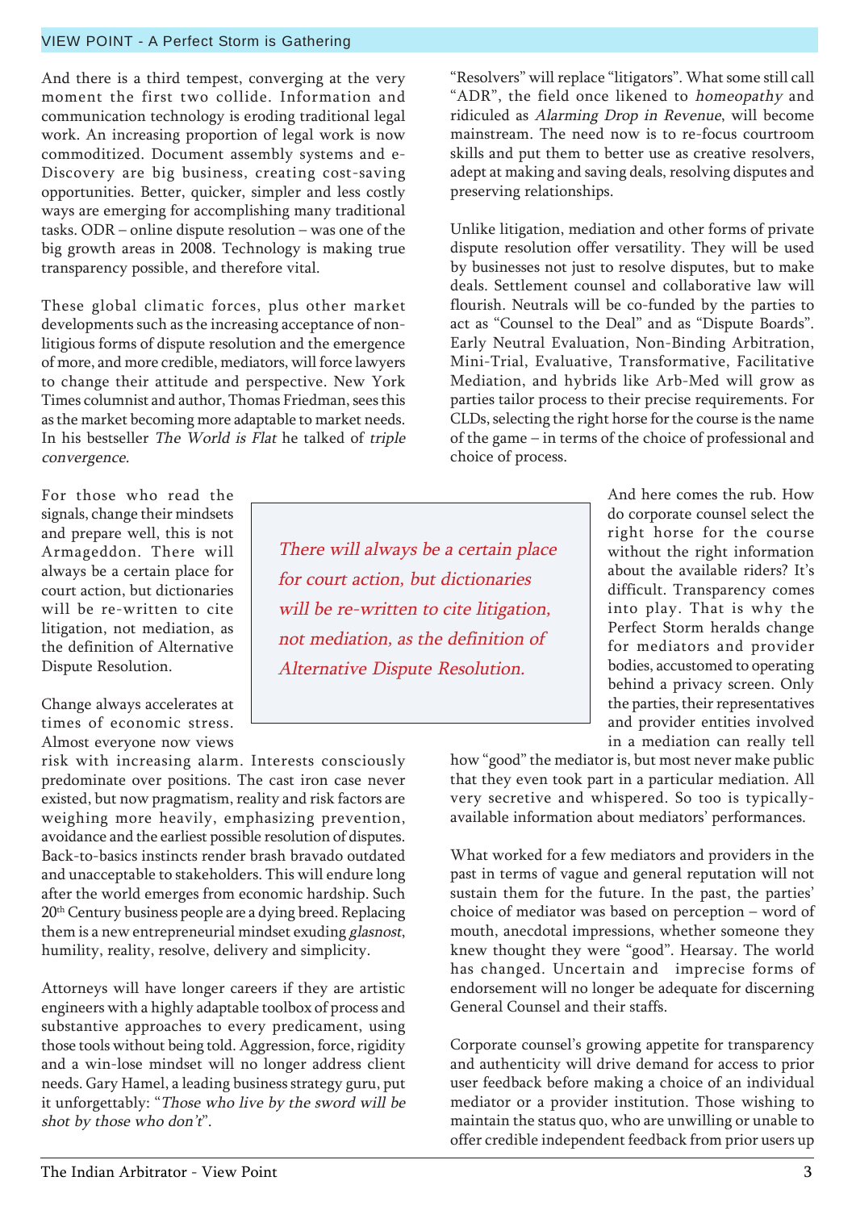And there is a third tempest, converging at the very moment the first two collide. Information and communication technology is eroding traditional legal work. An increasing proportion of legal work is now commoditized. Document assembly systems and e-Discovery are big business, creating cost-saving opportunities. Better, quicker, simpler and less costly ways are emerging for accomplishing many traditional tasks. ODR – online dispute resolution – was one of the big growth areas in 2008. Technology is making true transparency possible, and therefore vital.

These global climatic forces, plus other market developments such as the increasing acceptance of non-litigious forms of dispute resolution and the emergence of more, and more credible, mediators, will force lawyers to change their attitude and perspective. New York Times columnist and author, Thomas Friedman, sees this as the market becoming more adaptable to market needs. In his bestseller *The World is Flat* he talked of *triple convergence.*

For those who read the signals, change their mindsets and prepare well, this is not Armageddon. There will always be a certain place for court action, but dictionaries will be re-written to cite litigation, not mediation, as the definition of Alternative Dispute Resolution.

> *There will always be a certain place for court action, but dictionaries will be re-written to cite litigation, not mediation, as the definition of Alternative Dispute Resolution.*

Change always accelerates at times of economic stress. Almost everyone now views risk with increasing alarm. Interests consciously predominate over positions. The cast iron case never existed, but now pragmatism, reality and risk factors are weighing more heavily, emphasizing prevention, avoidance and the earliest possible resolution of disputes. Back-to-basics instincts render brash bravado outdated and unacceptable to stakeholders. This will endure long after the world emerges from economic hardship. Such 20th Century business people are a dying breed. Replacing them is a new entrepreneurial mindset exuding *glasnost*, humility, reality, resolve, delivery and simplicity.

Attorneys will have longer careers if they are artistic engineers with a highly adaptable toolbox of process and substantive approaches to every predicament, using those tools without being told. Aggression, force, rigidity and a win-lose mindset will no longer address client needs. Gary Hamel, a leading business strategy guru, put it unforgettably: "*Those who live by the sword will be shot by those who don't*".

"Resolvers" will replace "litigators". What some still call "ADR", the field once likened to *homeopathy* and ridiculed as *Alarming Drop in Revenue*, will become mainstream. The need now is to re-focus courtroom skills and put them to better use as creative resolvers, adept at making and saving deals, resolving disputes and preserving relationships.

Unlike litigation, mediation and other forms of private dispute resolution offer versatility. They will be used by businesses not just to resolve disputes, but to make deals. Settlement counsel and collaborative law will flourish. Neutrals will be co-funded by the parties to act as "Counsel to the Deal" and as "Dispute Boards". Early Neutral Evaluation, Non-Binding Arbitration, Mini-Trial, Evaluative, Transformative, Facilitative Mediation, and hybrids like Arb-Med will grow as parties tailor process to their precise requirements. For CLDs, selecting the right horse for the course is the name of the game – in terms of the choice of professional and choice of process.

And here comes the rub. How do corporate counsel select the right horse for the course without the right information about the available riders? It's difficult. Transparency comes into play. That is why the Perfect Storm heralds change for mediators and provider bodies, accustomed to operating behind a privacy screen. Only the parties, their representatives and provider entities involved in a mediation can really tell how "good" the mediator is, but most never make public that they even took part in a particular mediation. All very secretive and whispered. So too is typically-available information about mediators' performances.

What worked for a few mediators and providers in the past in terms of vague and general reputation will not sustain them for the future. In the past, the parties' choice of mediator was based on perception – word of mouth, anecdotal impressions, whether someone they knew thought they were "good". Hearsay. The world has changed. Uncertain and imprecise forms of endorsement will no longer be adequate for discerning General Counsel and their staffs.

Corporate counsel's growing appetite for transparency and authenticity will drive demand for access to prior user feedback before making a choice of an individual mediator or a provider institution. Those wishing to maintain the status quo, who are unwilling or unable to offer credible independent feedback from prior users up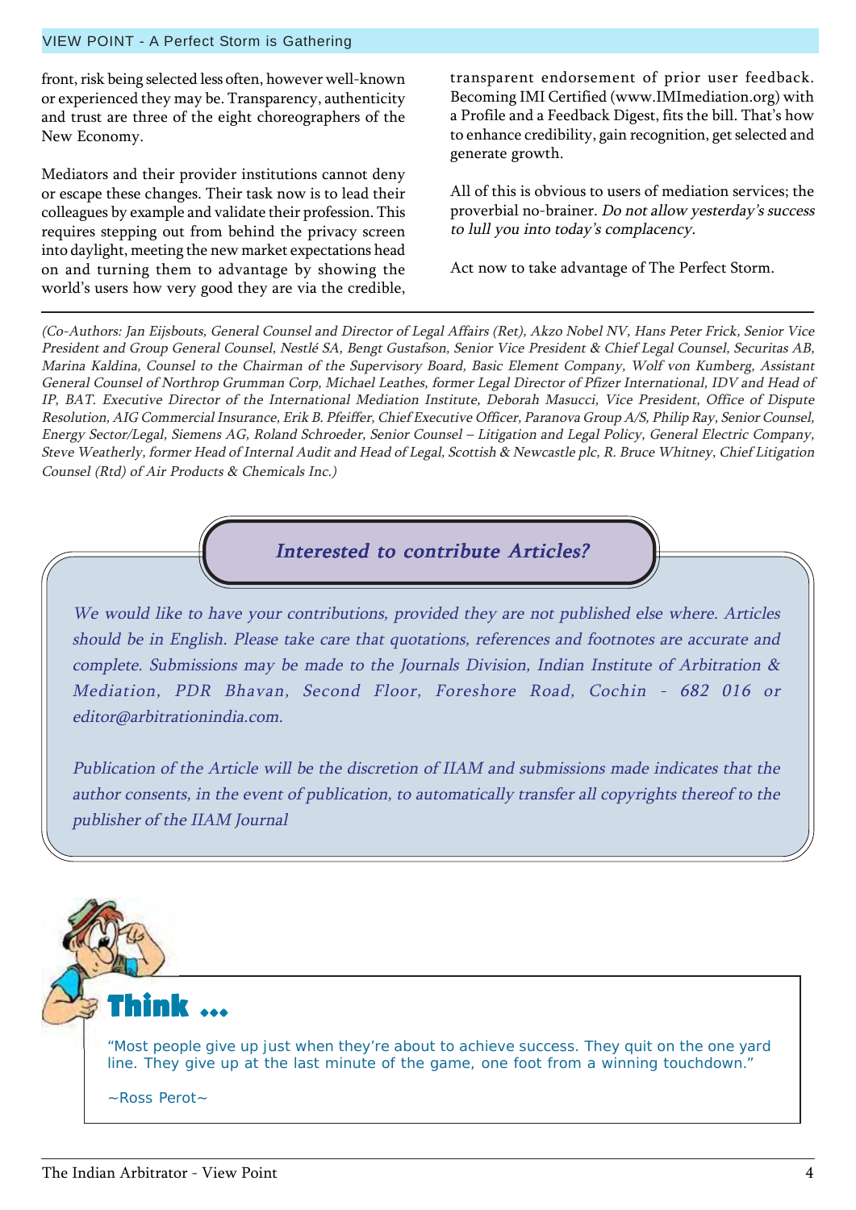front, risk being selected less often, however well-known or experienced they may be. Transparency, authenticity and trust are three of the eight choreographers of the New Economy.

Mediators and their provider institutions cannot deny or escape these changes. Their task now is to lead their colleagues by example and validate their profession. This requires stepping out from behind the privacy screen into daylight, meeting the new market expectations head on and turning them to advantage by showing the world's users how very good they are via the credible, transparent endorsement of prior user feedback. Becoming IMI Certified (www.IMImediation.org) with a Profile and a Feedback Digest, fits the bill. That's how to enhance credibility, gain recognition, get selected and generate growth.

All of this is obvious to users of mediation services; the proverbial no-brainer. *Do not allow yesterday's success to lull you into today's complacency.*

Act now to take advantage of The Perfect Storm.

---

*(Co-Authors: Jan Eijsbouts, General Counsel and Director of Legal Affairs (Ret), Akzo Nobel NV, Hans Peter Frick, Senior Vice President and Group General Counsel, Nestlé SA, Bengt Gustafson, Senior Vice President & Chief Legal Counsel, Securitas AB, Marina Kaldina, Counsel to the Chairman of the Supervisory Board, Basic Element Company, Wolf von Kumberg, Assistant General Counsel of Northrop Grumman Corp, Michael Leathes, former Legal Director of Pfizer International, IDV and Head of IP, BAT. Executive Director of the International Mediation Institute, Deborah Masucci, Vice President, Office of Dispute Resolution, AIG Commercial Insurance, Erik B. Pfeiffer, Chief Executive Officer, Paranova Group A/S, Philip Ray, Senior Counsel, Energy Sector/Legal, Siemens AG, Roland Schroeder, Senior Counsel – Litigation and Legal Policy, General Electric Company, Steve Weatherly, former Head of Internal Audit and Head of Legal, Scottish & Newcastle plc, R. Bruce Whitney, Chief Litigation Counsel (Rtd) of Air Products & Chemicals Inc.)*

## *Interested to contribute Articles?*

*We would like to have your contributions, provided they are not published else where. Articles should be in English. Please take care that quotations, references and footnotes are accurate and complete. Submissions may be made to the Journals Division, Indian Institute of Arbitration & Mediation, PDR Bhavan, Second Floor, Foreshore Road, Cochin - 682 016 or editor@arbitrationindia.com.*

*Publication of the Article will be the discretion of IIAM and submissions made indicates that the author consents, in the event of publication, to automatically transfer all copyrights thereof to the publisher of the IIAM Journal*

## Think ...

"Most people give up just when they're about to achieve success. They quit on the one yard line. They give up at the last minute of the game, one foot from a winning touchdown."

~Ross Perot~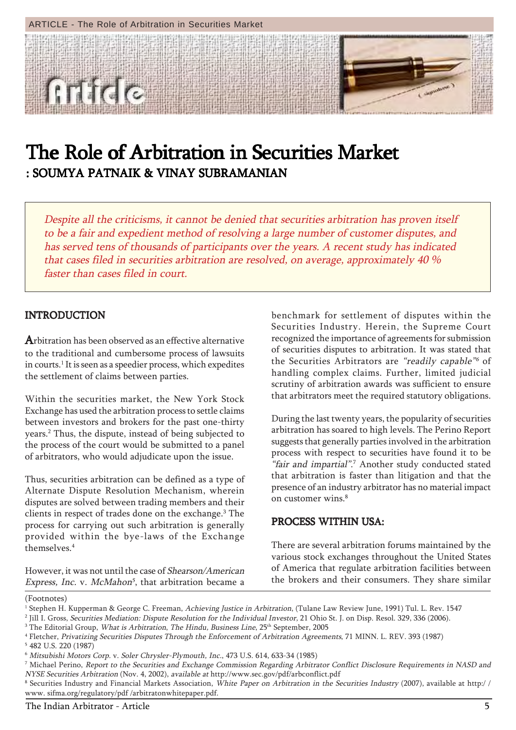# The Role of Arbitration in Securities Market

**: SOUMYA PATNAIK & VINAY SUBRAMANIAN**

*Despite all the criticisms, it cannot be denied that securities arbitration has proven itself to be a fair and expedient method of resolving a large number of customer disputes, and has served tens of thousands of participants over the years. A recent study has indicated that cases filed in securities arbitration are resolved, on average, approximately 40 % faster than cases filed in court.*

## INTRODUCTION

Arbitration has been observed as an effective alternative to the traditional and cumbersome process of lawsuits in courts.[1] It is seen as a speedier process, which expedites the settlement of claims between parties.

Within the securities market, the New York Stock Exchange has used the arbitration process to settle claims between investors and brokers for the past one-thirty years.[2] Thus, the dispute, instead of being subjected to the process of the court would be submitted to a panel of arbitrators, who would adjudicate upon the issue.

Thus, securities arbitration can be defined as a type of Alternate Dispute Resolution Mechanism, wherein disputes are solved between trading members and their clients in respect of trades done on the exchange.[3] The process for carrying out such arbitration is generally provided within the bye-laws of the Exchange themselves.[4]

However, it was not until the case of *Shearson/American Express, Inc.* v. *McMahon*[5], that arbitration became a benchmark for settlement of disputes within the Securities Industry. Herein, the Supreme Court recognized the importance of agreements for submission of securities disputes to arbitration. It was stated that the Securities Arbitrators are *"readily capable"*[6] of handling complex claims. Further, limited judicial scrutiny of arbitration awards was sufficient to ensure that arbitrators meet the required statutory obligations.

During the last twenty years, the popularity of securities arbitration has soared to high levels. The Perino Report suggests that generally parties involved in the arbitration process with respect to securities have found it to be *"fair and impartial"*.[7] Another study conducted stated that arbitration is faster than litigation and that the presence of an industry arbitrator has no material impact on customer wins.[8]

## PROCESS WITHIN USA:

There are several arbitration forums maintained by the various stock exchanges throughout the United States of America that regulate arbitration facilities between the brokers and their consumers. They share similar

(Footnotes)

[1] Stephen H. Kupperman & George C. Freeman, *Achieving Justice in Arbitration*, (Tulane Law Review June, 1991) Tul. L. Rev. 1547

[2] Jill I. Gross, *Securities Mediation: Dispute Resolution for the Individual Investor,* 21 Ohio St. J. on Disp. Resol. 329, 336 (2006).

[3] The Editorial Group, *What is Arbitration*, *The Hindu, Business Line*, 25th September, 2005

[4] Fletcher, *Privatizing Securities Disputes Through the Enforcement of Arbitration Agreements*, 71 MINN. L. REV. 393 (1987)

[5] 482 U.S. 220 (1987)

[6] *Mitsubishi Motors Corp.* v. *Soler Chrysler-Plymouth, Inc.*, 473 U.S. 614, 633-34 (1985)

[7] Michael Perino, *Report to the Securities and Exchange Commission Regarding Arbitrator Conflict Disclosure Requirements in NASD and NYSE Securities Arbitration* (Nov. 4, 2002), *available at* http://www.sec.gov/pdf/arbconflict.pdf

[8] Securities Industry and Financial Markets Association, *White Paper on Arbitration in the Securities Industry* (2007), available at http:/ / www. sifma.org/regulatory/pdf /arbitratonwhitepaper.pdf.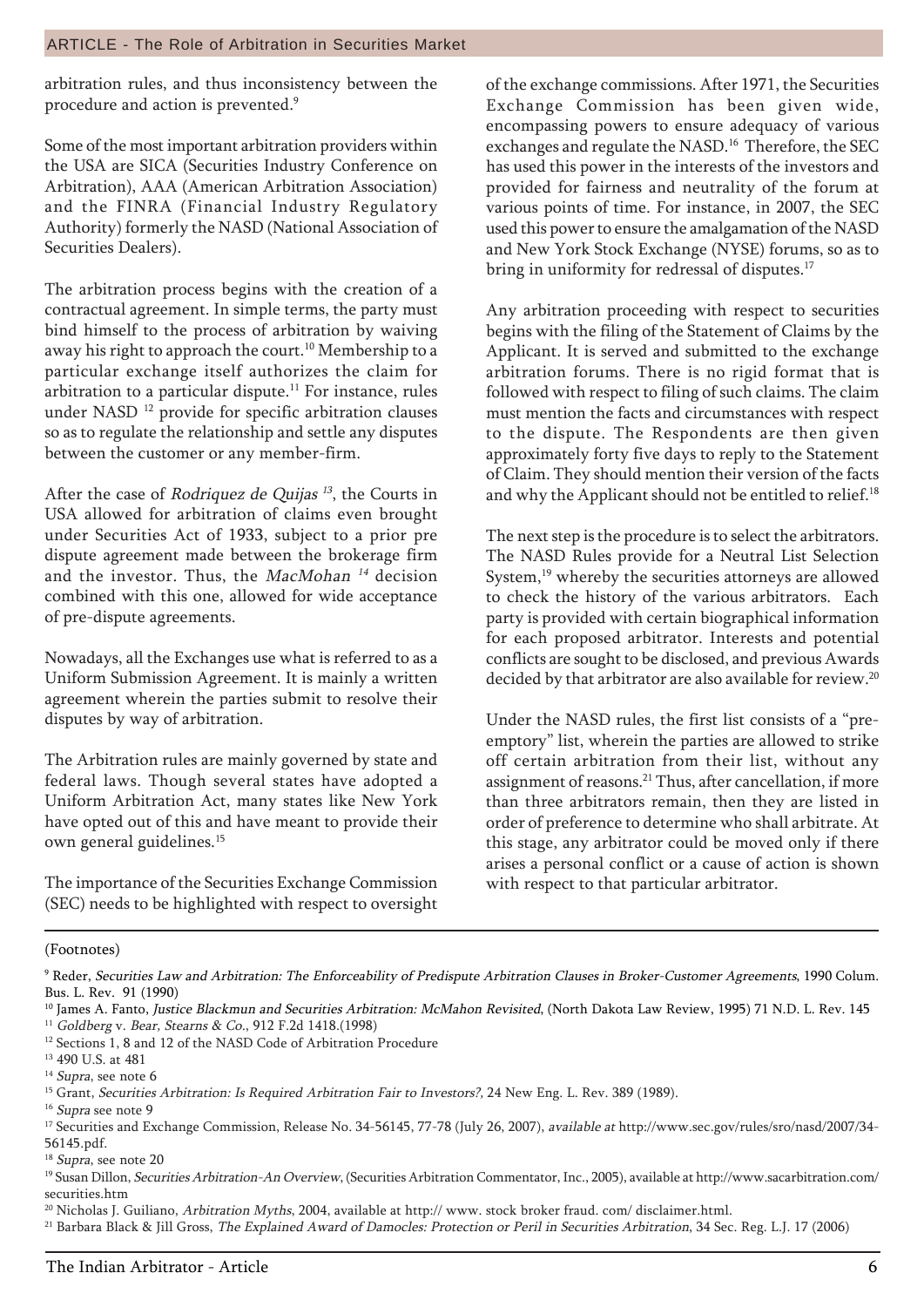arbitration rules, and thus inconsistency between the procedure and action is prevented.[9]

Some of the most important arbitration providers within the USA are SICA (Securities Industry Conference on Arbitration), AAA (American Arbitration Association) and the FINRA (Financial Industry Regulatory Authority) formerly the NASD (National Association of Securities Dealers).

The arbitration process begins with the creation of a contractual agreement. In simple terms, the party must bind himself to the process of arbitration by waiving away his right to approach the court.[10] Membership to a particular exchange itself authorizes the claim for arbitration to a particular dispute.[11] For instance, rules under NASD [12] provide for specific arbitration clauses so as to regulate the relationship and settle any disputes between the customer or any member-firm.

After the case of *Rodriquez de Quijas* [13], the Courts in USA allowed for arbitration of claims even brought under Securities Act of 1933, subject to a prior pre dispute agreement made between the brokerage firm and the investor. Thus, the *MacMohan* [14] decision combined with this one, allowed for wide acceptance of pre-dispute agreements.

Nowadays, all the Exchanges use what is referred to as a Uniform Submission Agreement. It is mainly a written agreement wherein the parties submit to resolve their disputes by way of arbitration.

The Arbitration rules are mainly governed by state and federal laws. Though several states have adopted a Uniform Arbitration Act, many states like New York have opted out of this and have meant to provide their own general guidelines.[15]

The importance of the Securities Exchange Commission (SEC) needs to be highlighted with respect to oversight of the exchange commissions. After 1971, the Securities Exchange Commission has been given wide, encompassing powers to ensure adequacy of various exchanges and regulate the NASD.[16] Therefore, the SEC has used this power in the interests of the investors and provided for fairness and neutrality of the forum at various points of time. For instance, in 2007, the SEC used this power to ensure the amalgamation of the NASD and New York Stock Exchange (NYSE) forums, so as to bring in uniformity for redressal of disputes.[17]

Any arbitration proceeding with respect to securities begins with the filing of the Statement of Claims by the Applicant. It is served and submitted to the exchange arbitration forums. There is no rigid format that is followed with respect to filing of such claims. The claim must mention the facts and circumstances with respect to the dispute. The Respondents are then given approximately forty five days to reply to the Statement of Claim. They should mention their version of the facts and why the Applicant should not be entitled to relief.[18]

The next step is the procedure is to select the arbitrators. The NASD Rules provide for a Neutral List Selection System,[19] whereby the securities attorneys are allowed to check the history of the various arbitrators. Each party is provided with certain biographical information for each proposed arbitrator. Interests and potential conflicts are sought to be disclosed, and previous Awards decided by that arbitrator are also available for review.[20]

Under the NASD rules, the first list consists of a "pre-emptory" list, wherein the parties are allowed to strike off certain arbitration from their list, without any assignment of reasons.[21] Thus, after cancellation, if more than three arbitrators remain, then they are listed in order of preference to determine who shall arbitrate. At this stage, any arbitrator could be moved only if there arises a personal conflict or a cause of action is shown with respect to that particular arbitrator.

(Footnotes)

[9] Reder, *Securities Law and Arbitration: The Enforceability of Predispute Arbitration Clauses in Broker-Customer Agreements*, 1990 Colum. Bus. L. Rev. 91 (1990)

[10] James A. Fanto, *Justice Blackmun and Securities Arbitration: McMahon Revisited*, (North Dakota Law Review, 1995) 71 N.D. L. Rev. 145

[11] *Goldberg* v. *Bear, Stearns & Co.*, 912 F.2d 1418.(1998)

[12] Sections 1, 8 and 12 of the NASD Code of Arbitration Procedure

[13] 490 U.S. at 481

[14] *Supra*, see note 6

[15] Grant, *Securities Arbitration: Is Required Arbitration Fair to Investors?*, 24 New Eng. L. Rev. 389 (1989).

[16] *Supra* see note 9

[17] Securities and Exchange Commission, Release No. 34-56145, 77-78 (July 26, 2007), *available at* http://www.sec.gov/rules/sro/nasd/2007/34-56145.pdf.

[18] *Supra*, see note 20

[19] Susan Dillon, *Securities Arbitration-An Overview*, (Securities Arbitration Commentator, Inc., 2005), available at http://www.sacarbitration.com/securities.htm

[20] Nicholas J. Guiliano, *Arbitration Myths*, 2004, available at http:// www. stock broker fraud. com/ disclaimer.html.

[21] Barbara Black & Jill Gross, *The Explained Award of Damocles: Protection or Peril in Securities Arbitration*, 34 Sec. Reg. L.J. 17 (2006)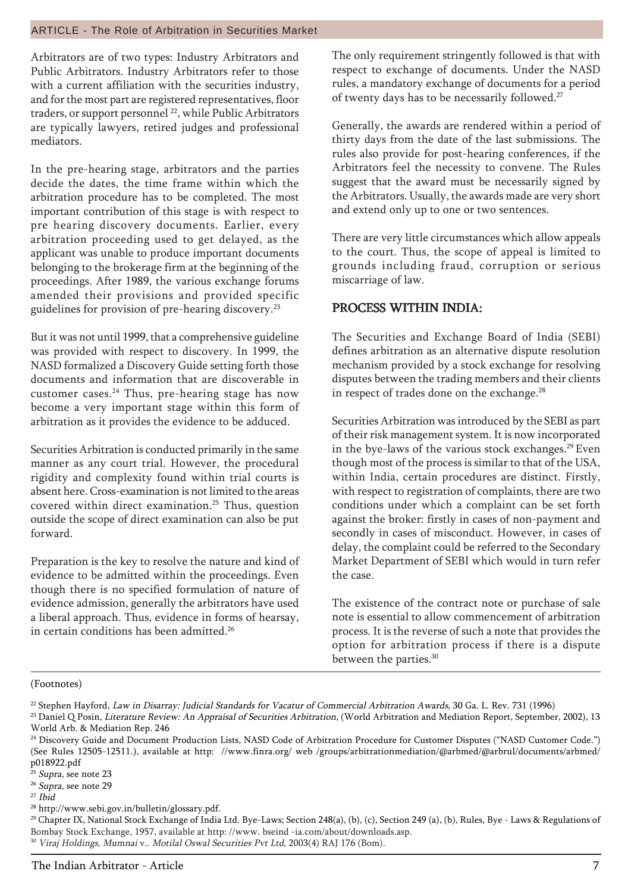Arbitrators are of two types: Industry Arbitrators and Public Arbitrators. Industry Arbitrators refer to those with a current affiliation with the securities industry, and for the most part are registered representatives, floor traders, or support personnel [22], while Public Arbitrators are typically lawyers, retired judges and professional mediators.

In the pre-hearing stage, arbitrators and the parties decide the dates, the time frame within which the arbitration procedure has to be completed. The most important contribution of this stage is with respect to pre hearing discovery documents. Earlier, every arbitration proceeding used to get delayed, as the applicant was unable to produce important documents belonging to the brokerage firm at the beginning of the proceedings. After 1989, the various exchange forums amended their provisions and provided specific guidelines for provision of pre-hearing discovery.[23]

But it was not until 1999, that a comprehensive guideline was provided with respect to discovery. In 1999, the NASD formalized a Discovery Guide setting forth those documents and information that are discoverable in customer cases.[24] Thus, pre-hearing stage has now become a very important stage within this form of arbitration as it provides the evidence to be adduced.

Securities Arbitration is conducted primarily in the same manner as any court trial. However, the procedural rigidity and complexity found within trial courts is absent here. Cross-examination is not limited to the areas covered within direct examination.[25] Thus, question outside the scope of direct examination can also be put forward.

Preparation is the key to resolve the nature and kind of evidence to be admitted within the proceedings. Even though there is no specified formulation of nature of evidence admission, generally the arbitrators have used a liberal approach. Thus, evidence in forms of hearsay, in certain conditions has been admitted.[26]

The only requirement stringently followed is that with respect to exchange of documents. Under the NASD rules, a mandatory exchange of documents for a period of twenty days has to be necessarily followed.[27]

Generally, the awards are rendered within a period of thirty days from the date of the last submissions. The rules also provide for post-hearing conferences, if the Arbitrators feel the necessity to convene. The Rules suggest that the award must be necessarily signed by the Arbitrators. Usually, the awards made are very short and extend only up to one or two sentences.

There are very little circumstances which allow appeals to the court. Thus, the scope of appeal is limited to grounds including fraud, corruption or serious miscarriage of law.

## PROCESS WITHIN INDIA:

The Securities and Exchange Board of India (SEBI) defines arbitration as an alternative dispute resolution mechanism provided by a stock exchange for resolving disputes between the trading members and their clients in respect of trades done on the exchange.[28]

Securities Arbitration was introduced by the SEBI as part of their risk management system. It is now incorporated in the bye-laws of the various stock exchanges.[29] Even though most of the process is similar to that of the USA, within India, certain procedures are distinct. Firstly, with respect to registration of complaints, there are two conditions under which a complaint can be set forth against the broker: firstly in cases of non-payment and secondly in cases of misconduct. However, in cases of delay, the complaint could be referred to the Secondary Market Department of SEBI which would in turn refer the case.

The existence of the contract note or purchase of sale note is essential to allow commencement of arbitration process. It is the reverse of such a note that provides the option for arbitration process if there is a dispute between the parties.[30]

(Footnotes)

[22] Stephen Hayford, *Law in Disarray: Judicial Standards for Vacatur of Commercial Arbitration Awards*, 30 Ga. L. Rev. 731 (1996)

[23] Daniel Q Posin, *Literature Review: An Appraisal of Securities Arbitration*, (World Arbitration and Mediation Report, September, 2002), 13 World Arb. & Mediation Rep. 246

[24] Discovery Guide and Document Production Lists, NASD Code of Arbitration Procedure for Customer Disputes ("NASD Customer Code.") (See Rules 12505-12511.), available at http: //www.finra.org/ web /groups/arbitrationmediation/@arbmed/@arbrul/documents/arbmed/p018922.pdf

[25] *Supra*, see note 23

[26] *Supra*, see note 29

[27] *Ibid*

[28] http://www.sebi.gov.in/bulletin/glossary.pdf.

[29] Chapter IX, National Stock Exchange of India Ltd. Bye-Laws; Section 248(a), (b), (c), Section 249 (a), (b), Rules, Bye - Laws & Regulations of Bombay Stock Exchange, 1957, available at http: //www. bseind -ia.com/about/downloads.asp.

[30] *Viraj Holdings, Mumnai* v.. *Motilal Oswal Securities Pvt Ltd*, 2003(4) RAJ 176 (Bom).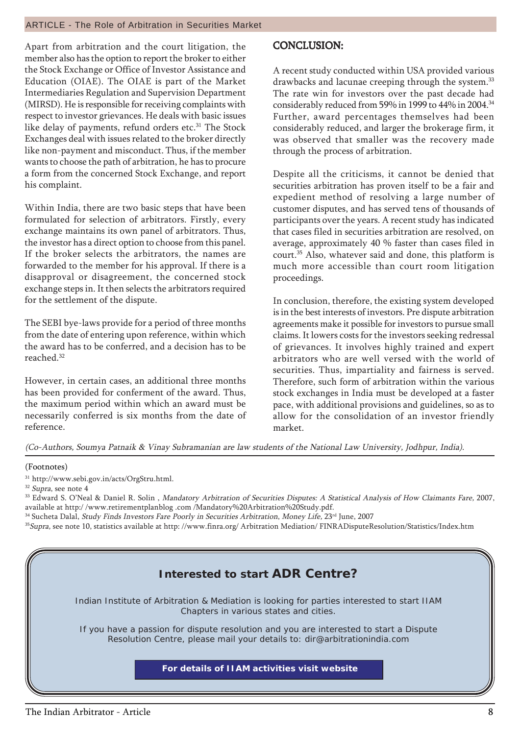Apart from arbitration and the court litigation, the member also has the option to report the broker to either the Stock Exchange or Office of Investor Assistance and Education (OIAE). The OIAE is part of the Market Intermediaries Regulation and Supervision Department (MIRSD). He is responsible for receiving complaints with respect to investor grievances. He deals with basic issues like delay of payments, refund orders etc.[31] The Stock Exchanges deal with issues related to the broker directly like non-payment and misconduct. Thus, if the member wants to choose the path of arbitration, he has to procure a form from the concerned Stock Exchange, and report his complaint.

Within India, there are two basic steps that have been formulated for selection of arbitrators. Firstly, every exchange maintains its own panel of arbitrators. Thus, the investor has a direct option to choose from this panel. If the broker selects the arbitrators, the names are forwarded to the member for his approval. If there is a disapproval or disagreement, the concerned stock exchange steps in. It then selects the arbitrators required for the settlement of the dispute.

The SEBI bye-laws provide for a period of three months from the date of entering upon reference, within which the award has to be conferred, and a decision has to be reached.[32]

However, in certain cases, an additional three months has been provided for conferment of the award. Thus, the maximum period within which an award must be necessarily conferred is six months from the date of reference.

## CONCLUSION:

A recent study conducted within USA provided various drawbacks and lacunae creeping through the system.[33] The rate win for investors over the past decade had considerably reduced from 59% in 1999 to 44% in 2004.[34] Further, award percentages themselves had been considerably reduced, and larger the brokerage firm, it was observed that smaller was the recovery made through the process of arbitration.

Despite all the criticisms, it cannot be denied that securities arbitration has proven itself to be a fair and expedient method of resolving a large number of customer disputes, and has served tens of thousands of participants over the years. A recent study has indicated that cases filed in securities arbitration are resolved, on average, approximately 40 % faster than cases filed in court.[35] Also, whatever said and done, this platform is much more accessible than court room litigation proceedings.

In conclusion, therefore, the existing system developed is in the best interests of investors. Pre dispute arbitration agreements make it possible for investors to pursue small claims. It lowers costs for the investors seeking redressal of grievances. It involves highly trained and expert arbitrators who are well versed with the world of securities. Thus, impartiality and fairness is served. Therefore, such form of arbitration within the various stock exchanges in India must be developed at a faster pace, with additional provisions and guidelines, so as to allow for the consolidation of an investor friendly market.

*(Co-Authors, Soumya Patnaik & Vinay Subramanian are law students of the National Law University, Jodhpur, India).*

(Footnotes)

[31] http://www.sebi.gov.in/acts/OrgStru.html.

[32] *Supra*, see note 4

[33] Edward S. O'Neal & Daniel R. Solin , *Mandatory Arbitration of Securities Disputes: A Statistical Analysis of How Claimants Fare*, 2007, available at http:/ /www.retirementplanblog .com /Mandatory%20Arbitration%20Study.pdf.

[34] Sucheta Dalal, *Study Finds Investors Fare Poorly in Securities Arbitration*, *Money Life*, 23rd June, 2007

[35] *Supra*, see note 10, statistics available at http: //www.finra.org/ Arbitration Mediation/ FINRADisputeResolution/Statistics/Index.htm

**Interested to start ADR Centre?**

Indian Institute of Arbitration & Mediation is looking for parties interested to start IIAM Chapters in various states and cities.

If you have a passion for dispute resolution and you are interested to start a Dispute Resolution Centre, please mail your details to: dir@arbitrationindia.com

**For details of IIAM activities visit website**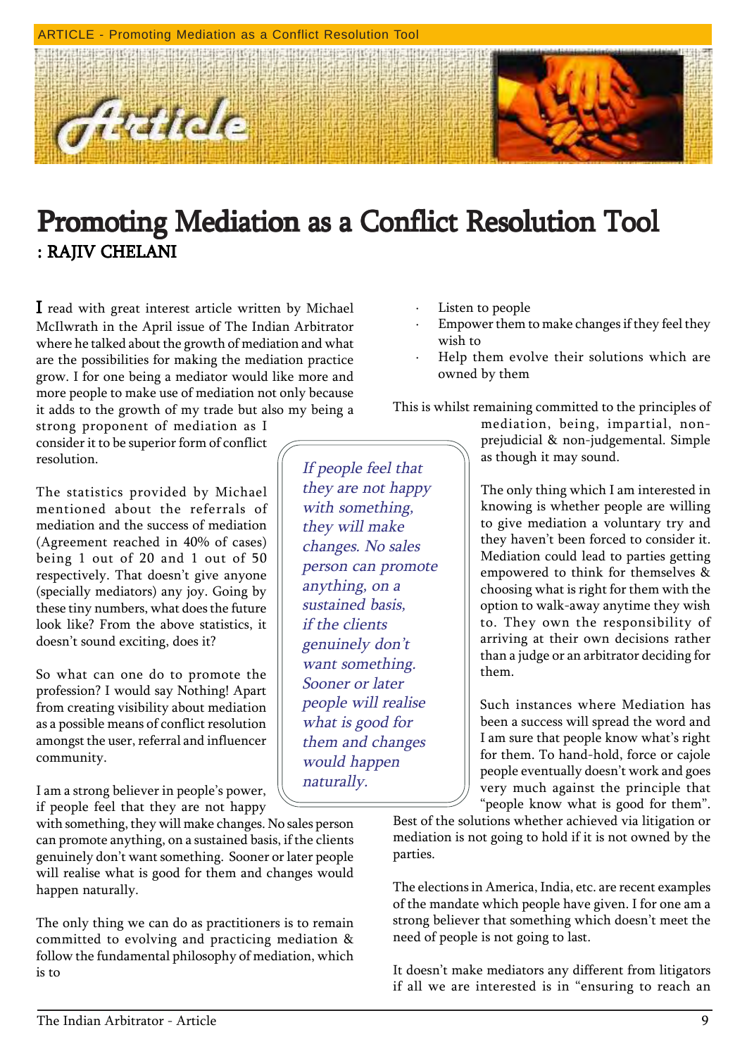# Promoting Mediation as a Conflict Resolution Tool

**: RAJIV CHELANI**

I read with great interest article written by Michael McIlwrath in the April issue of The Indian Arbitrator where he talked about the growth of mediation and what are the possibilities for making the mediation practice grow. I for one being a mediator would like more and more people to make use of mediation not only because it adds to the growth of my trade but also my being a strong proponent of mediation as I consider it to be superior form of conflict resolution.

The statistics provided by Michael mentioned about the referrals of mediation and the success of mediation (Agreement reached in 40% of cases) being 1 out of 20 and 1 out of 50 respectively. That doesn't give anyone (specially mediators) any joy. Going by these tiny numbers, what does the future look like? From the above statistics, it doesn't sound exciting, does it?

So what can one do to promote the profession? I would say Nothing! Apart from creating visibility about mediation as a possible means of conflict resolution amongst the user, referral and influencer community.

I am a strong believer in people's power, if people feel that they are not happy with something, they will make changes. No sales person can promote anything, on a sustained basis, if the clients genuinely don't want something. Sooner or later people will realise what is good for them and changes would happen naturally.

> *If people feel that they are not happy with something, they will make changes. No sales person can promote anything, on a sustained basis, if the clients genuinely don't want something. Sooner or later people will realise what is good for them and changes would happen naturally.*

The only thing we can do as practitioners is to remain committed to evolving and practicing mediation & follow the fundamental philosophy of mediation, which is to

- Listen to people
- Empower them to make changes if they feel they wish to
- Help them evolve their solutions which are owned by them

This is whilst remaining committed to the principles of mediation, being, impartial, non-prejudicial & non-judgemental. Simple as though it may sound.

The only thing which I am interested in knowing is whether people are willing to give mediation a voluntary try and they haven't been forced to consider it. Mediation could lead to parties getting empowered to think for themselves & choosing what is right for them with the option to walk-away anytime they wish to. They own the responsibility of arriving at their own decisions rather than a judge or an arbitrator deciding for them.

Such instances where Mediation has been a success will spread the word and I am sure that people know what's right for them. To hand-hold, force or cajole people eventually doesn't work and goes very much against the principle that "people know what is good for them". Best of the solutions whether achieved via litigation or mediation is not going to hold if it is not owned by the parties.

The elections in America, India, etc. are recent examples of the mandate which people have given. I for one am a strong believer that something which doesn't meet the need of people is not going to last.

It doesn't make mediators any different from litigators if all we are interested is in "ensuring to reach an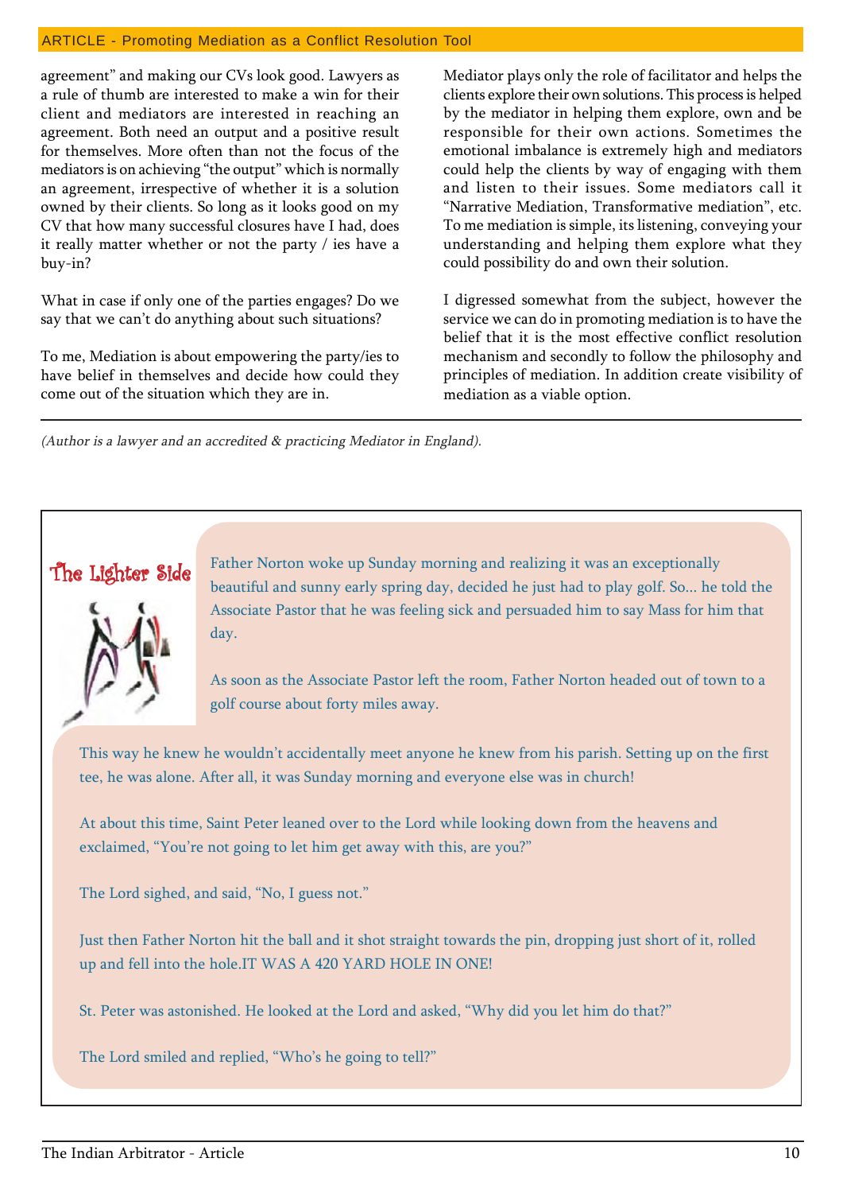agreement" and making our CVs look good. Lawyers as a rule of thumb are interested to make a win for their client and mediators are interested in reaching an agreement. Both need an output and a positive result for themselves. More often than not the focus of the mediators is on achieving "the output" which is normally an agreement, irrespective of whether it is a solution owned by their clients. So long as it looks good on my CV that how many successful closures have I had, does it really matter whether or not the party / ies have a buy-in?

What in case if only one of the parties engages? Do we say that we can't do anything about such situations?

To me, Mediation is about empowering the party/ies to have belief in themselves and decide how could they come out of the situation which they are in.

Mediator plays only the role of facilitator and helps the clients explore their own solutions. This process is helped by the mediator in helping them explore, own and be responsible for their own actions. Sometimes the emotional imbalance is extremely high and mediators could help the clients by way of engaging with them and listen to their issues. Some mediators call it "Narrative Mediation, Transformative mediation", etc. To me mediation is simple, its listening, conveying your understanding and helping them explore what they could possibility do and own their solution.

I digressed somewhat from the subject, however the service we can do in promoting mediation is to have the belief that it is the most effective conflict resolution mechanism and secondly to follow the philosophy and principles of mediation. In addition create visibility of mediation as a viable option.

---

*(Author is a lawyer and an accredited & practicing Mediator in England).*

## The Lighter Side

Father Norton woke up Sunday morning and realizing it was an exceptionally beautiful and sunny early spring day, decided he just had to play golf. So... he told the Associate Pastor that he was feeling sick and persuaded him to say Mass for him that day.

As soon as the Associate Pastor left the room, Father Norton headed out of town to a golf course about forty miles away.

This way he knew he wouldn't accidentally meet anyone he knew from his parish. Setting up on the first tee, he was alone. After all, it was Sunday morning and everyone else was in church!

At about this time, Saint Peter leaned over to the Lord while looking down from the heavens and exclaimed, "You're not going to let him get away with this, are you?"

The Lord sighed, and said, "No, I guess not."

Just then Father Norton hit the ball and it shot straight towards the pin, dropping just short of it, rolled up and fell into the hole.IT WAS A 420 YARD HOLE IN ONE!

St. Peter was astonished. He looked at the Lord and asked, "Why did you let him do that?"

The Lord smiled and replied, "Who's he going to tell?"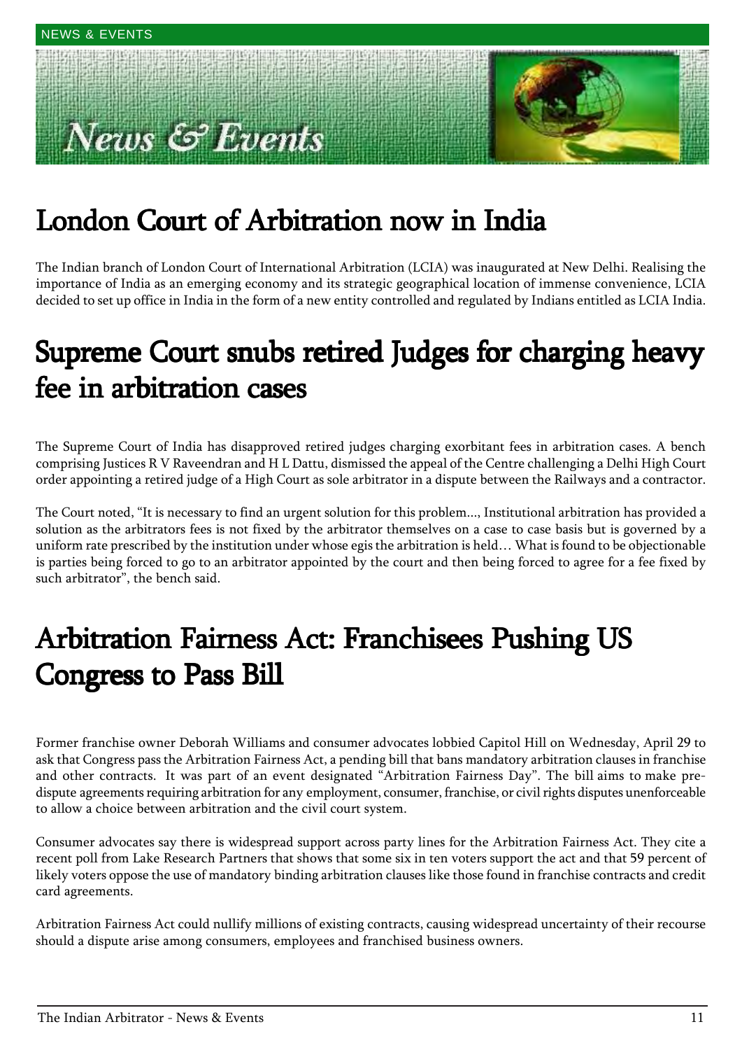# London Court of Arbitration now in India

The Indian branch of London Court of International Arbitration (LCIA) was inaugurated at New Delhi. Realising the importance of India as an emerging economy and its strategic geographical location of immense convenience, LCIA decided to set up office in India in the form of a new entity controlled and regulated by Indians entitled as LCIA India.

# Supreme Court snubs retired Judges for charging heavy fee in arbitration cases

The Supreme Court of India has disapproved retired judges charging exorbitant fees in arbitration cases. A bench comprising Justices R V Raveendran and H L Dattu, dismissed the appeal of the Centre challenging a Delhi High Court order appointing a retired judge of a High Court as sole arbitrator in a dispute between the Railways and a contractor.

The Court noted, "It is necessary to find an urgent solution for this problem..., Institutional arbitration has provided a solution as the arbitrators fees is not fixed by the arbitrator themselves on a case to case basis but is governed by a uniform rate prescribed by the institution under whose egis the arbitration is held… What is found to be objectionable is parties being forced to go to an arbitrator appointed by the court and then being forced to agree for a fee fixed by such arbitrator", the bench said.

# Arbitration Fairness Act: Franchisees Pushing US Congress to Pass Bill

Former franchise owner Deborah Williams and consumer advocates lobbied Capitol Hill on Wednesday, April 29 to ask that Congress pass the Arbitration Fairness Act, a pending bill that bans mandatory arbitration clauses in franchise and other contracts. It was part of an event designated "Arbitration Fairness Day". The bill aims to make pre-dispute agreements requiring arbitration for any employment, consumer, franchise, or civil rights disputes unenforceable to allow a choice between arbitration and the civil court system.

Consumer advocates say there is widespread support across party lines for the Arbitration Fairness Act. They cite a recent poll from Lake Research Partners that shows that some six in ten voters support the act and that 59 percent of likely voters oppose the use of mandatory binding arbitration clauses like those found in franchise contracts and credit card agreements.

Arbitration Fairness Act could nullify millions of existing contracts, causing widespread uncertainty of their recourse should a dispute arise among consumers, employees and franchised business owners.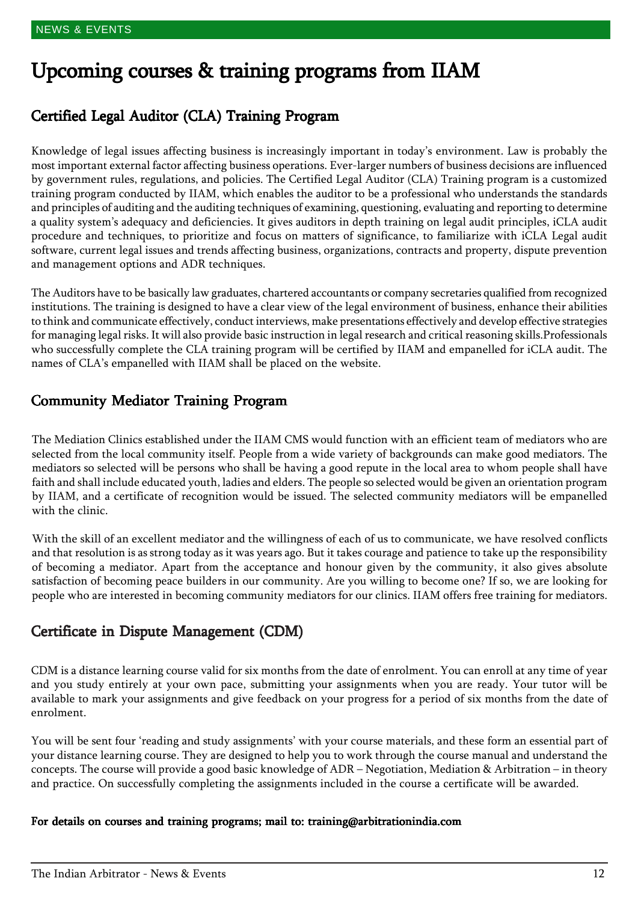# Upcoming courses & training programs from IIAM

## Certified Legal Auditor (CLA) Training Program

Knowledge of legal issues affecting business is increasingly important in today's environment. Law is probably the most important external factor affecting business operations. Ever-larger numbers of business decisions are influenced by government rules, regulations, and policies. The Certified Legal Auditor (CLA) Training program is a customized training program conducted by IIAM, which enables the auditor to be a professional who understands the standards and principles of auditing and the auditing techniques of examining, questioning, evaluating and reporting to determine a quality system's adequacy and deficiencies. It gives auditors in depth training on legal audit principles, iCLA audit procedure and techniques, to prioritize and focus on matters of significance, to familiarize with iCLA Legal audit software, current legal issues and trends affecting business, organizations, contracts and property, dispute prevention and management options and ADR techniques.

The Auditors have to be basically law graduates, chartered accountants or company secretaries qualified from recognized institutions. The training is designed to have a clear view of the legal environment of business, enhance their abilities to think and communicate effectively, conduct interviews, make presentations effectively and develop effective strategies for managing legal risks. It will also provide basic instruction in legal research and critical reasoning skills.Professionals who successfully complete the CLA training program will be certified by IIAM and empanelled for iCLA audit. The names of CLA's empanelled with IIAM shall be placed on the website.

## Community Mediator Training Program

The Mediation Clinics established under the IIAM CMS would function with an efficient team of mediators who are selected from the local community itself. People from a wide variety of backgrounds can make good mediators. The mediators so selected will be persons who shall be having a good repute in the local area to whom people shall have faith and shall include educated youth, ladies and elders. The people so selected would be given an orientation program by IIAM, and a certificate of recognition would be issued. The selected community mediators will be empanelled with the clinic.

With the skill of an excellent mediator and the willingness of each of us to communicate, we have resolved conflicts and that resolution is as strong today as it was years ago. But it takes courage and patience to take up the responsibility of becoming a mediator. Apart from the acceptance and honour given by the community, it also gives absolute satisfaction of becoming peace builders in our community. Are you willing to become one? If so, we are looking for people who are interested in becoming community mediators for our clinics. IIAM offers free training for mediators.

## Certificate in Dispute Management (CDM)

CDM is a distance learning course valid for six months from the date of enrolment. You can enroll at any time of year and you study entirely at your own pace, submitting your assignments when you are ready. Your tutor will be available to mark your assignments and give feedback on your progress for a period of six months from the date of enrolment.

You will be sent four 'reading and study assignments' with your course materials, and these form an essential part of your distance learning course. They are designed to help you to work through the course manual and understand the concepts. The course will provide a good basic knowledge of ADR – Negotiation, Mediation & Arbitration – in theory and practice. On successfully completing the assignments included in the course a certificate will be awarded.

**For details on courses and training programs; mail to: training@arbitrationindia.com**